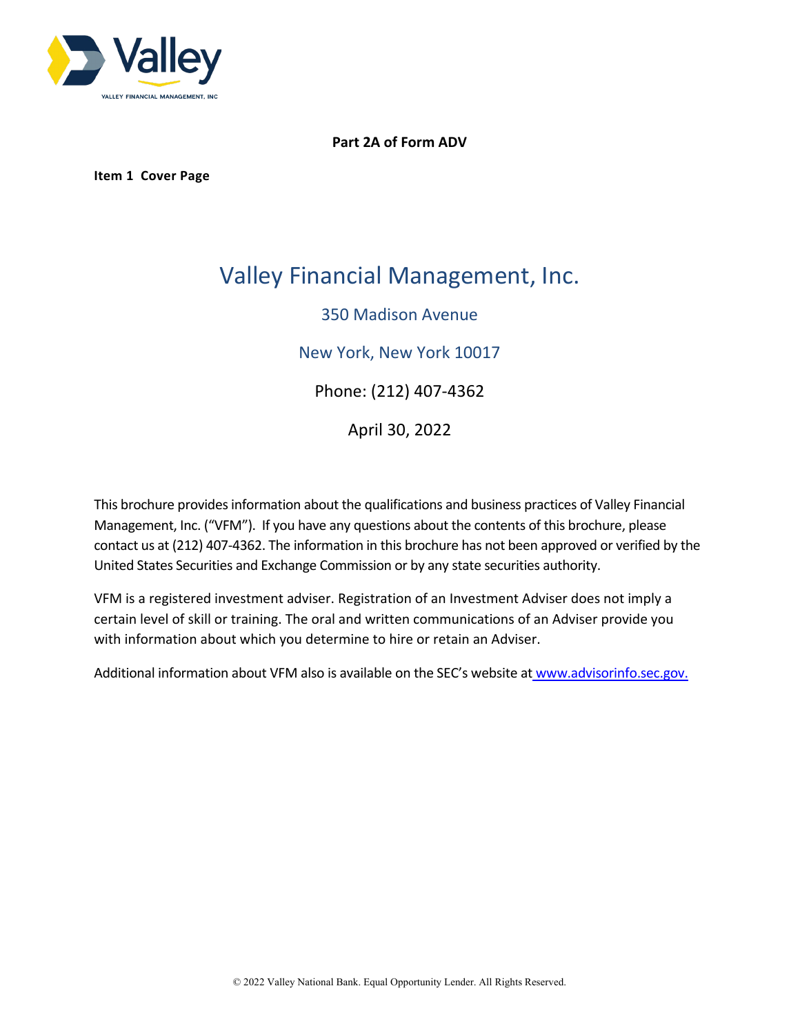**Part 2A of Form ADV**

**Item 1 Cover Page**

# Valley Financial Management, Inc.

350 Madison Avenue

New York, New York 10017

Phone: (212) 407-4362

April 30, 2022

This brochure provides information about the qualifications and business practices of Valley Financial Management, Inc. ("VFM"). If you have any questions about the contents of this brochure, please contact us at (212) 407-4362. The information in this brochure has not been approved or verified by the United States Securities and Exchange Commission or by any state securities authority.

VFM is a registered investment adviser. Registration of an Investment Adviser does not imply a certain level of skill or training. The oral and written communications of an Adviser provide you with information about which you determine to hire or retain an Adviser.

Additional information about VFM also is available on the SEC's website at www.advisorinfo.sec.gov.

© 2022 Valley National Bank. Equal Opportunity Lender. All Rights Reserved.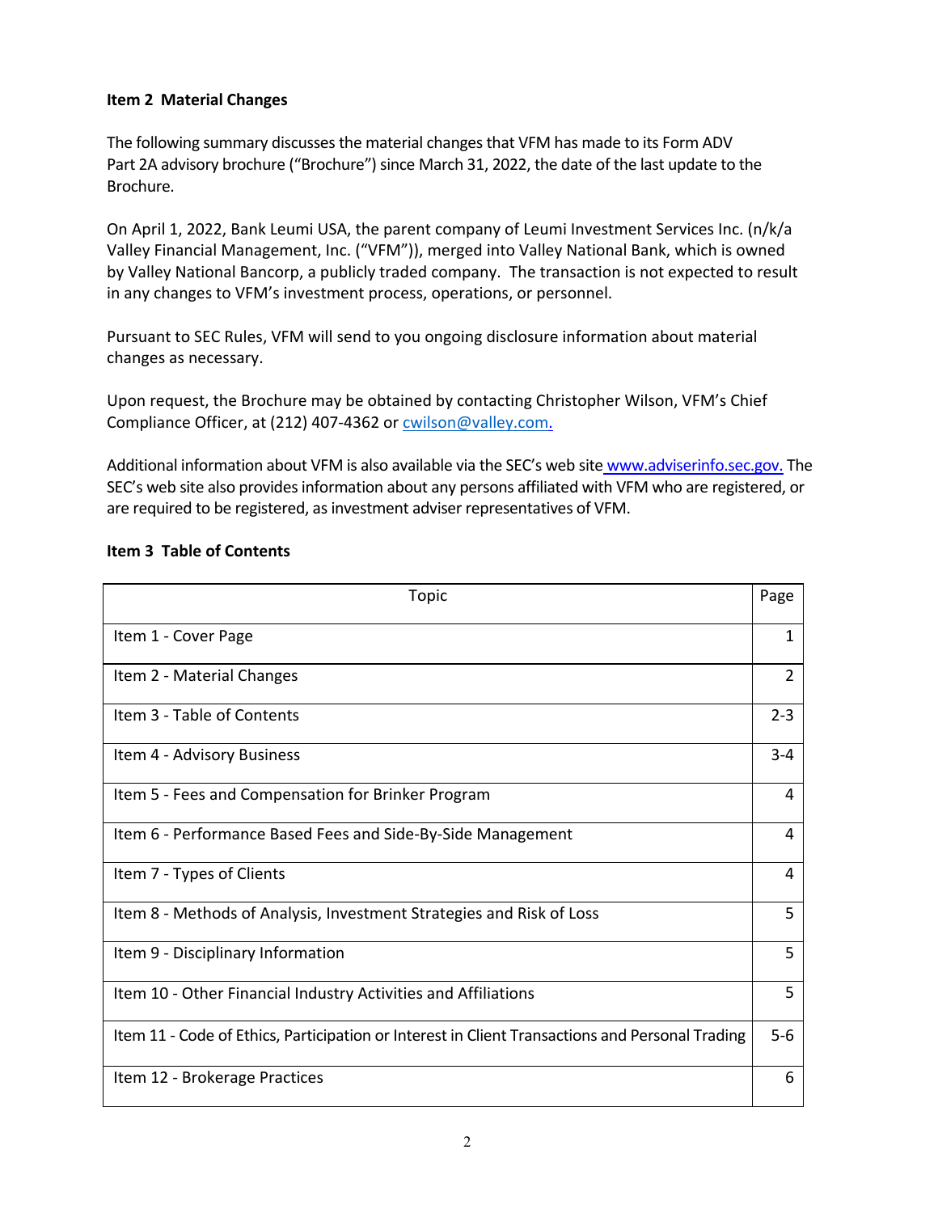## Item 2 Material Changes

The following summary discusses the material changes that VFM has made to its Form ADV Part 2A advisory brochure ("Brochure") since March 31, 2022, the date of the last update to the Brochure.

On April 1, 2022, Bank Leumi USA, the parent company of Leumi Investment Services Inc. (n/k/a Valley Financial Management, Inc. ("VFM")), merged into Valley National Bank, which is owned by Valley National Bancorp, a publicly traded company. The transaction is not expected to result in any changes to VFM's investment process, operations, or personnel.

Pursuant to SEC Rules, VFM will send to you ongoing disclosure information about material changes as necessary.

Upon request, the Brochure may be obtained by contacting Christopher Wilson, VFM's Chief Compliance Officer, at (212) 407-4362 or cwilson@valley.com.

Additional information about VFM is also available via the SEC's web site www.adviserinfo.sec.gov. The SEC's web site also provides information about any persons affiliated with VFM who are registered, or are required to be registered, as investment adviser representatives of VFM.

## Item 3 Table of Contents

| Topic | Page |
|---|---|
| Item 1 - Cover Page | 1 |
| Item 2 - Material Changes | 2 |
| Item 3 - Table of Contents | 2-3 |
| Item 4 - Advisory Business | 3-4 |
| Item 5 - Fees and Compensation for Brinker Program | 4 |
| Item 6 - Performance Based Fees and Side-By-Side Management | 4 |
| Item 7 - Types of Clients | 4 |
| Item 8 - Methods of Analysis, Investment Strategies and Risk of Loss | 5 |
| Item 9 - Disciplinary Information | 5 |
| Item 10 - Other Financial Industry Activities and Affiliations | 5 |
| Item 11 - Code of Ethics, Participation or Interest in Client Transactions and Personal Trading | 5-6 |
| Item 12 - Brokerage Practices | 6 |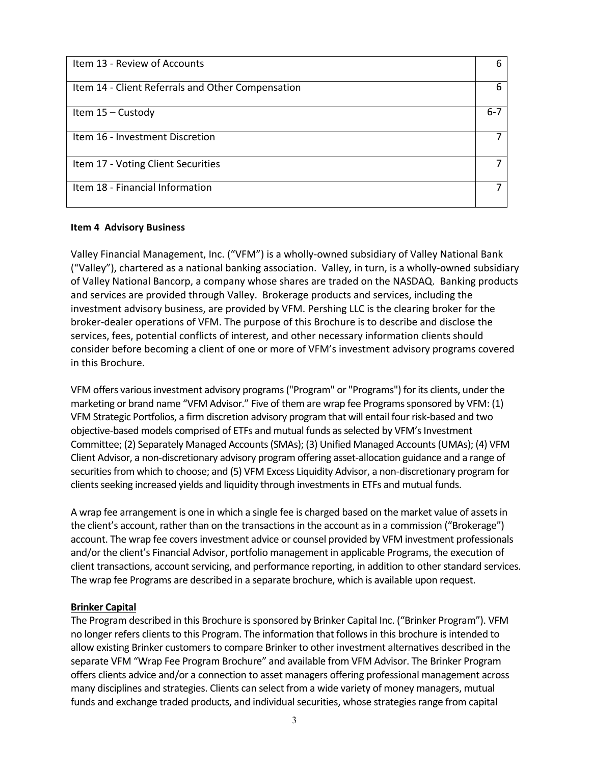| Item 13 - Review of Accounts | 6 |
| --- | --- |
| Item 14 - Client Referrals and Other Compensation | 6 |
| Item 15 – Custody | 6-7 |
| Item 16 - Investment Discretion | 7 |
| Item 17 - Voting Client Securities | 7 |
| Item 18 - Financial Information | 7 |

**Item 4 Advisory Business**

Valley Financial Management, Inc. ("VFM") is a wholly-owned subsidiary of Valley National Bank ("Valley"), chartered as a national banking association. Valley, in turn, is a wholly-owned subsidiary of Valley National Bancorp, a company whose shares are traded on the NASDAQ. Banking products and services are provided through Valley. Brokerage products and services, including the investment advisory business, are provided by VFM. Pershing LLC is the clearing broker for the broker-dealer operations of VFM. The purpose of this Brochure is to describe and disclose the services, fees, potential conflicts of interest, and other necessary information clients should consider before becoming a client of one or more of VFM's investment advisory programs covered in this Brochure.

VFM offers various investment advisory programs ("Program" or "Programs") for its clients, under the marketing or brand name "VFM Advisor." Five of them are wrap fee Programs sponsored by VFM: (1) VFM Strategic Portfolios, a firm discretion advisory program that will entail four risk-based and two objective-based models comprised of ETFs and mutual funds as selected by VFM's Investment Committee; (2) Separately Managed Accounts (SMAs); (3) Unified Managed Accounts (UMAs); (4) VFM Client Advisor, a non-discretionary advisory program offering asset-allocation guidance and a range of securities from which to choose; and (5) VFM Excess Liquidity Advisor, a non-discretionary program for clients seeking increased yields and liquidity through investments in ETFs and mutual funds.

A wrap fee arrangement is one in which a single fee is charged based on the market value of assets in the client's account, rather than on the transactions in the account as in a commission ("Brokerage") account. The wrap fee covers investment advice or counsel provided by VFM investment professionals and/or the client's Financial Advisor, portfolio management in applicable Programs, the execution of client transactions, account servicing, and performance reporting, in addition to other standard services. The wrap fee Programs are described in a separate brochure, which is available upon request.

**Brinker Capital**

The Program described in this Brochure is sponsored by Brinker Capital Inc. ("Brinker Program"). VFM no longer refers clients to this Program. The information that follows in this brochure is intended to allow existing Brinker customers to compare Brinker to other investment alternatives described in the separate VFM "Wrap Fee Program Brochure" and available from VFM Advisor. The Brinker Program offers clients advice and/or a connection to asset managers offering professional management across many disciplines and strategies. Clients can select from a wide variety of money managers, mutual funds and exchange traded products, and individual securities, whose strategies range from capital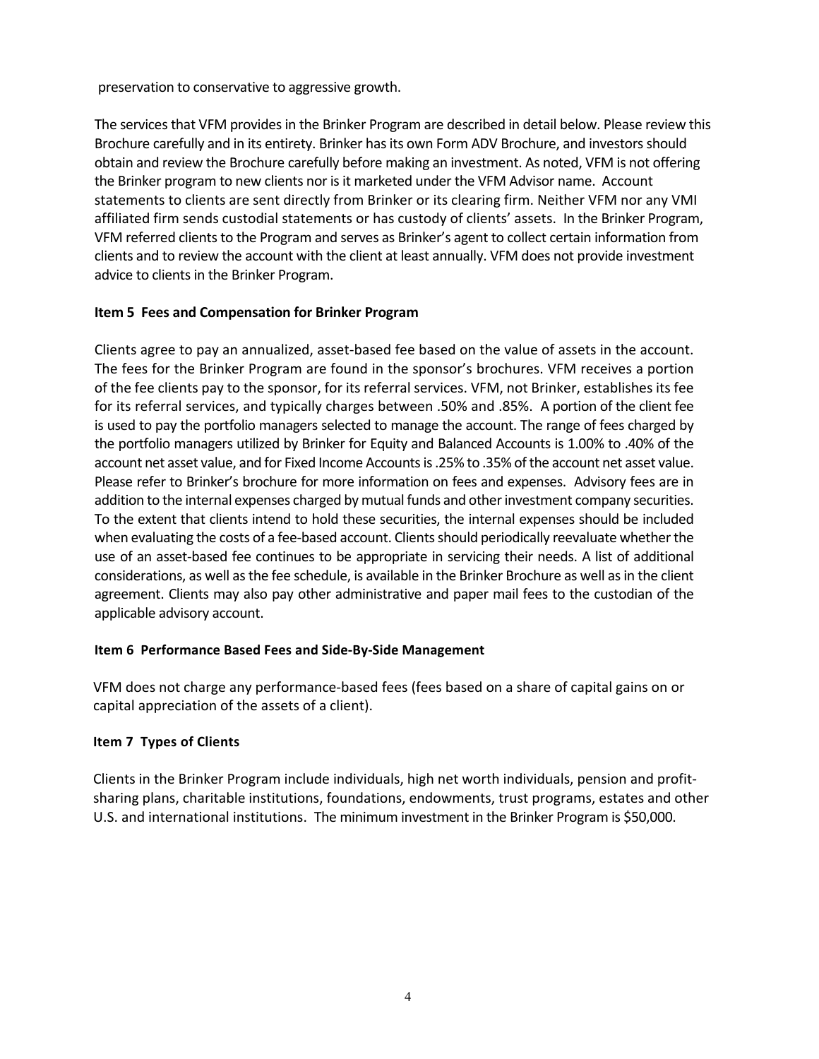preservation to conservative to aggressive growth.

The services that VFM provides in the Brinker Program are described in detail below. Please review this Brochure carefully and in its entirety. Brinker has its own Form ADV Brochure, and investors should obtain and review the Brochure carefully before making an investment. As noted, VFM is not offering the Brinker program to new clients nor is it marketed under the VFM Advisor name. Account statements to clients are sent directly from Brinker or its clearing firm. Neither VFM nor any VMI affiliated firm sends custodial statements or has custody of clients' assets. In the Brinker Program, VFM referred clients to the Program and serves as Brinker's agent to collect certain information from clients and to review the account with the client at least annually. VFM does not provide investment advice to clients in the Brinker Program.

### Item 5 Fees and Compensation for Brinker Program

Clients agree to pay an annualized, asset-based fee based on the value of assets in the account. The fees for the Brinker Program are found in the sponsor's brochures. VFM receives a portion of the fee clients pay to the sponsor, for its referral services. VFM, not Brinker, establishes its fee for its referral services, and typically charges between .50% and .85%. A portion of the client fee is used to pay the portfolio managers selected to manage the account. The range of fees charged by the portfolio managers utilized by Brinker for Equity and Balanced Accounts is 1.00% to .40% of the account net asset value, and for Fixed Income Accounts is .25% to .35% of the account net asset value. Please refer to Brinker's brochure for more information on fees and expenses. Advisory fees are in addition to the internal expenses charged by mutual funds and other investment company securities. To the extent that clients intend to hold these securities, the internal expenses should be included when evaluating the costs of a fee-based account. Clients should periodically reevaluate whether the use of an asset-based fee continues to be appropriate in servicing their needs. A list of additional considerations, as well as the fee schedule, is available in the Brinker Brochure as well as in the client agreement. Clients may also pay other administrative and paper mail fees to the custodian of the applicable advisory account.

### Item 6 Performance Based Fees and Side-By-Side Management

VFM does not charge any performance-based fees (fees based on a share of capital gains on or capital appreciation of the assets of a client).

### Item 7 Types of Clients

Clients in the Brinker Program include individuals, high net worth individuals, pension and profit-sharing plans, charitable institutions, foundations, endowments, trust programs, estates and other U.S. and international institutions. The minimum investment in the Brinker Program is $50,000.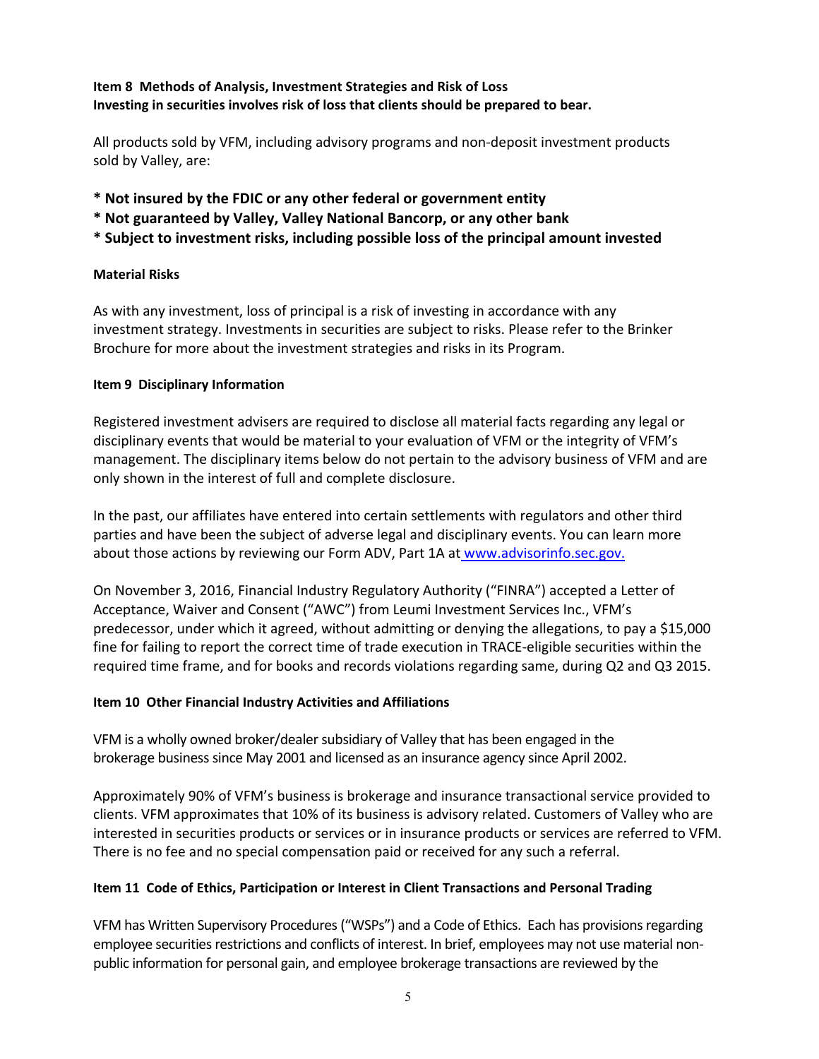### Item 8 Methods of Analysis, Investment Strategies and Risk of Loss

**Investing in securities involves risk of loss that clients should be prepared to bear.**

All products sold by VFM, including advisory programs and non-deposit investment products sold by Valley, are:

**\* Not insured by the FDIC or any other federal or government entity**

**\* Not guaranteed by Valley, Valley National Bancorp, or any other bank**

**\* Subject to investment risks, including possible loss of the principal amount invested**

**Material Risks**

As with any investment, loss of principal is a risk of investing in accordance with any investment strategy. Investments in securities are subject to risks. Please refer to the Brinker Brochure for more about the investment strategies and risks in its Program.

### Item 9 Disciplinary Information

Registered investment advisers are required to disclose all material facts regarding any legal or disciplinary events that would be material to your evaluation of VFM or the integrity of VFM's management. The disciplinary items below do not pertain to the advisory business of VFM and are only shown in the interest of full and complete disclosure.

In the past, our affiliates have entered into certain settlements with regulators and other third parties and have been the subject of adverse legal and disciplinary events. You can learn more about those actions by reviewing our Form ADV, Part 1A at www.advisorinfo.sec.gov.

On November 3, 2016, Financial Industry Regulatory Authority ("FINRA") accepted a Letter of Acceptance, Waiver and Consent ("AWC") from Leumi Investment Services Inc., VFM's predecessor, under which it agreed, without admitting or denying the allegations, to pay a $15,000 fine for failing to report the correct time of trade execution in TRACE-eligible securities within the required time frame, and for books and records violations regarding same, during Q2 and Q3 2015.

### Item 10 Other Financial Industry Activities and Affiliations

VFM is a wholly owned broker/dealer subsidiary of Valley that has been engaged in the brokerage business since May 2001 and licensed as an insurance agency since April 2002.

Approximately 90% of VFM's business is brokerage and insurance transactional service provided to clients. VFM approximates that 10% of its business is advisory related. Customers of Valley who are interested in securities products or services or in insurance products or services are referred to VFM. There is no fee and no special compensation paid or received for any such a referral.

### Item 11 Code of Ethics, Participation or Interest in Client Transactions and Personal Trading

VFM has Written Supervisory Procedures ("WSPs") and a Code of Ethics. Each has provisions regarding employee securities restrictions and conflicts of interest. In brief, employees may not use material non-public information for personal gain, and employee brokerage transactions are reviewed by the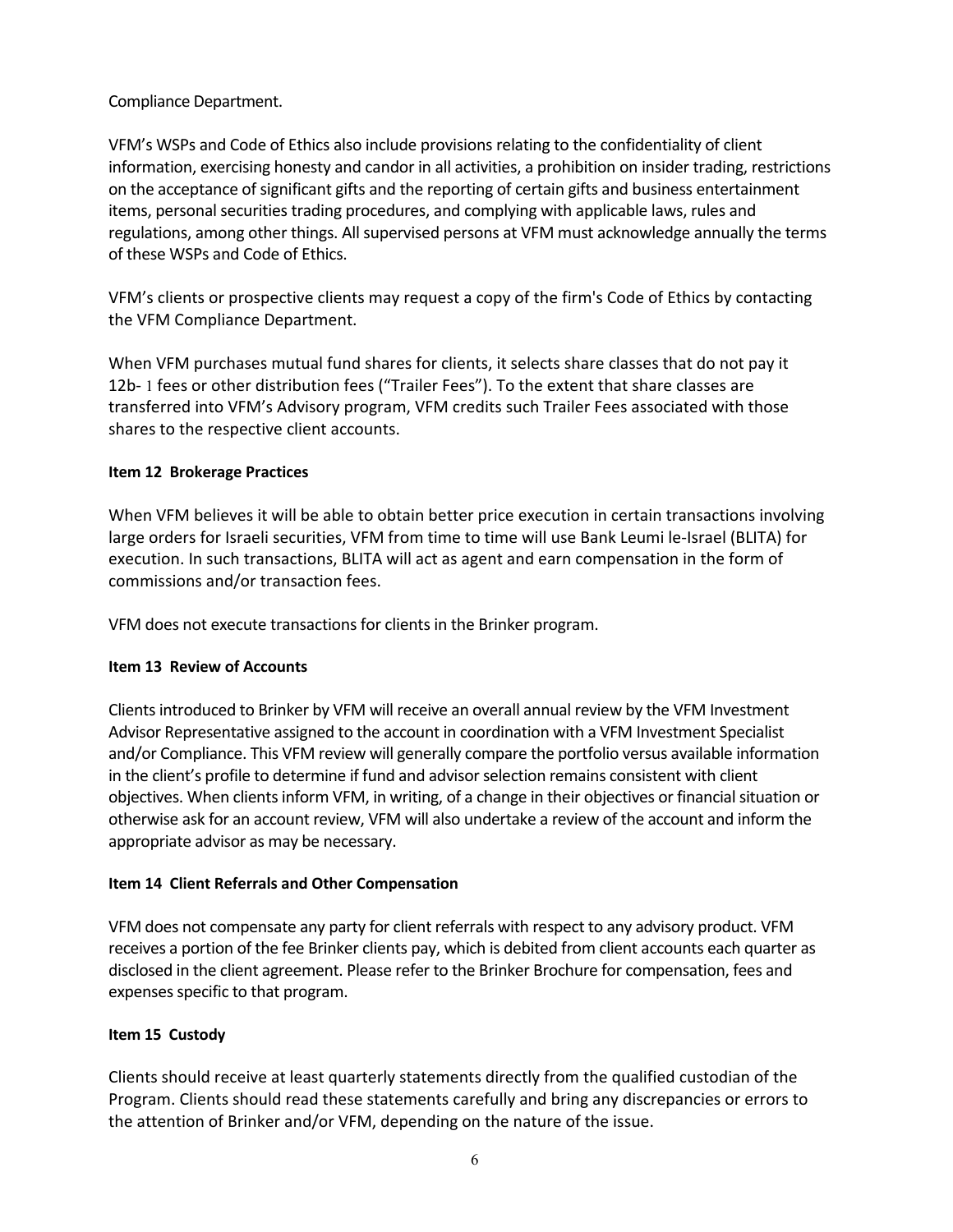Compliance Department.

VFM's WSPs and Code of Ethics also include provisions relating to the confidentiality of client information, exercising honesty and candor in all activities, a prohibition on insider trading, restrictions on the acceptance of significant gifts and the reporting of certain gifts and business entertainment items, personal securities trading procedures, and complying with applicable laws, rules and regulations, among other things. All supervised persons at VFM must acknowledge annually the terms of these WSPs and Code of Ethics.

VFM's clients or prospective clients may request a copy of the firm's Code of Ethics by contacting the VFM Compliance Department.

When VFM purchases mutual fund shares for clients, it selects share classes that do not pay it 12b- 1 fees or other distribution fees ("Trailer Fees"). To the extent that share classes are transferred into VFM's Advisory program, VFM credits such Trailer Fees associated with those shares to the respective client accounts.

**Item 12 Brokerage Practices**

When VFM believes it will be able to obtain better price execution in certain transactions involving large orders for Israeli securities, VFM from time to time will use Bank Leumi le-Israel (BLITA) for execution. In such transactions, BLITA will act as agent and earn compensation in the form of commissions and/or transaction fees.

VFM does not execute transactions for clients in the Brinker program.

**Item 13 Review of Accounts**

Clients introduced to Brinker by VFM will receive an overall annual review by the VFM Investment Advisor Representative assigned to the account in coordination with a VFM Investment Specialist and/or Compliance. This VFM review will generally compare the portfolio versus available information in the client's profile to determine if fund and advisor selection remains consistent with client objectives. When clients inform VFM, in writing, of a change in their objectives or financial situation or otherwise ask for an account review, VFM will also undertake a review of the account and inform the appropriate advisor as may be necessary.

**Item 14 Client Referrals and Other Compensation**

VFM does not compensate any party for client referrals with respect to any advisory product. VFM receives a portion of the fee Brinker clients pay, which is debited from client accounts each quarter as disclosed in the client agreement. Please refer to the Brinker Brochure for compensation, fees and expenses specific to that program.

**Item 15 Custody**

Clients should receive at least quarterly statements directly from the qualified custodian of the Program. Clients should read these statements carefully and bring any discrepancies or errors to the attention of Brinker and/or VFM, depending on the nature of the issue.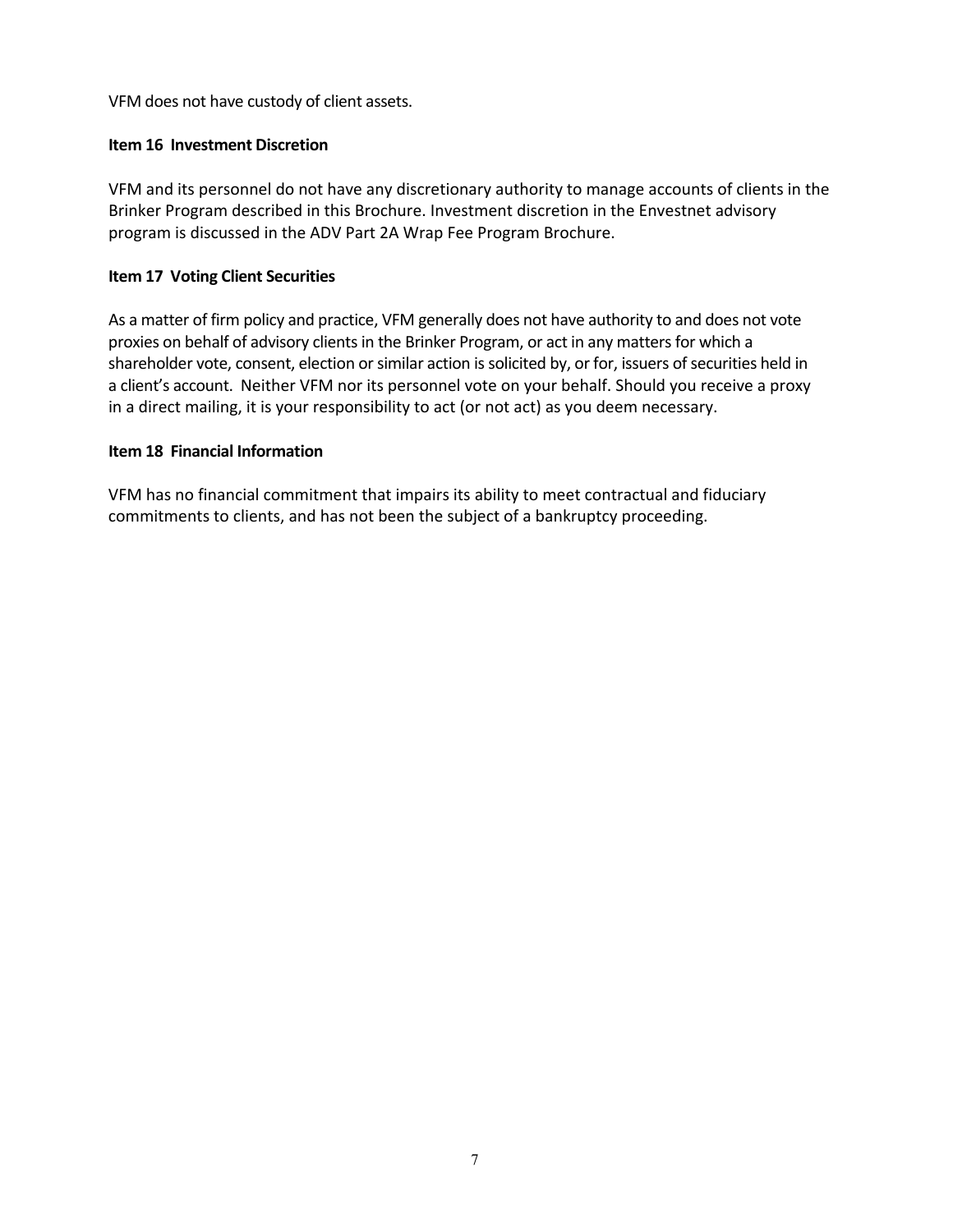VFM does not have custody of client assets.

### Item 16 Investment Discretion

VFM and its personnel do not have any discretionary authority to manage accounts of clients in the Brinker Program described in this Brochure. Investment discretion in the Envestnet advisory program is discussed in the ADV Part 2A Wrap Fee Program Brochure.

### Item 17 Voting Client Securities

As a matter of firm policy and practice, VFM generally does not have authority to and does not vote proxies on behalf of advisory clients in the Brinker Program, or act in any matters for which a shareholder vote, consent, election or similar action is solicited by, or for, issuers of securities held in a client's account. Neither VFM nor its personnel vote on your behalf. Should you receive a proxy in a direct mailing, it is your responsibility to act (or not act) as you deem necessary.

### Item 18 Financial Information

VFM has no financial commitment that impairs its ability to meet contractual and fiduciary commitments to clients, and has not been the subject of a bankruptcy proceeding.